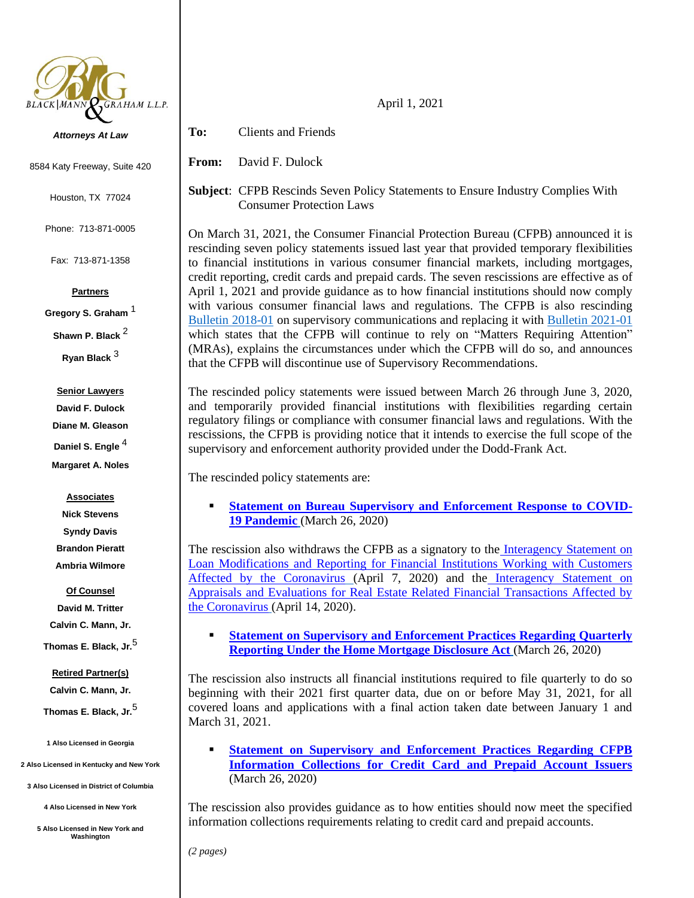BLACK | MANN & GRAHAM L.L.P.

*Attorneys At Law*

8584 Katy Freeway, Suite 420

Houston, TX 77024

Phone: 713-871-0005

Fax: 713-871-1358

**Partners**

**Gregory S. Graham** [1]

**Shawn P. Black** [2]

**Ryan Black** [3]

**Senior Lawyers**

**David F. Dulock**

**Diane M. Gleason**

**Daniel S. Engle** [4]

**Margaret A. Noles**

**Associates**

**Nick Stevens**

**Syndy Davis**

**Brandon Pieratt**

**Ambria Wilmore**

**Of Counsel**

**David M. Tritter**

**Calvin C. Mann, Jr.**

**Thomas E. Black, Jr.** [5]

**Retired Partner(s)**

**Calvin C. Mann, Jr.**

**Thomas E. Black, Jr.** [5]

1 Also Licensed in Georgia

2 Also Licensed in Kentucky and New York

3 Also Licensed in District of Columbia

4 Also Licensed in New York

5 Also Licensed in New York and Washington

---

April 1, 2021

**To:** Clients and Friends

**From:** David F. Dulock

**Subject**: CFPB Rescinds Seven Policy Statements to Ensure Industry Complies With Consumer Protection Laws

On March 31, 2021, the Consumer Financial Protection Bureau (CFPB) announced it is rescinding seven policy statements issued last year that provided temporary flexibilities to financial institutions in various consumer financial markets, including mortgages, credit reporting, credit cards and prepaid cards. The seven rescissions are effective as of April 1, 2021 and provide guidance as to how financial institutions should now comply with various consumer financial laws and regulations. The CFPB is also rescinding Bulletin 2018-01 on supervisory communications and replacing it with Bulletin 2021-01 which states that the CFPB will continue to rely on "Matters Requiring Attention" (MRAs), explains the circumstances under which the CFPB will do so, and announces that the CFPB will discontinue use of Supervisory Recommendations.

The rescinded policy statements were issued between March 26 through June 3, 2020, and temporarily provided financial institutions with flexibilities regarding certain regulatory filings or compliance with consumer financial laws and regulations. With the rescissions, the CFPB is providing notice that it intends to exercise the full scope of the supervisory and enforcement authority provided under the Dodd-Frank Act.

The rescinded policy statements are:

- **Statement on Bureau Supervisory and Enforcement Response to COVID-19 Pandemic** (March 26, 2020)

The rescission also withdraws the CFPB as a signatory to the Interagency Statement on Loan Modifications and Reporting for Financial Institutions Working with Customers Affected by the Coronavirus (April 7, 2020) and the Interagency Statement on Appraisals and Evaluations for Real Estate Related Financial Transactions Affected by the Coronavirus (April 14, 2020).

- **Statement on Supervisory and Enforcement Practices Regarding Quarterly Reporting Under the Home Mortgage Disclosure Act** (March 26, 2020)

The rescission also instructs all financial institutions required to file quarterly to do so beginning with their 2021 first quarter data, due on or before May 31, 2021, for all covered loans and applications with a final action taken date between January 1 and March 31, 2021.

- **Statement on Supervisory and Enforcement Practices Regarding CFPB Information Collections for Credit Card and Prepaid Account Issuers** (March 26, 2020)

The rescission also provides guidance as to how entities should now meet the specified information collections requirements relating to credit card and prepaid accounts.

*(2 pages)*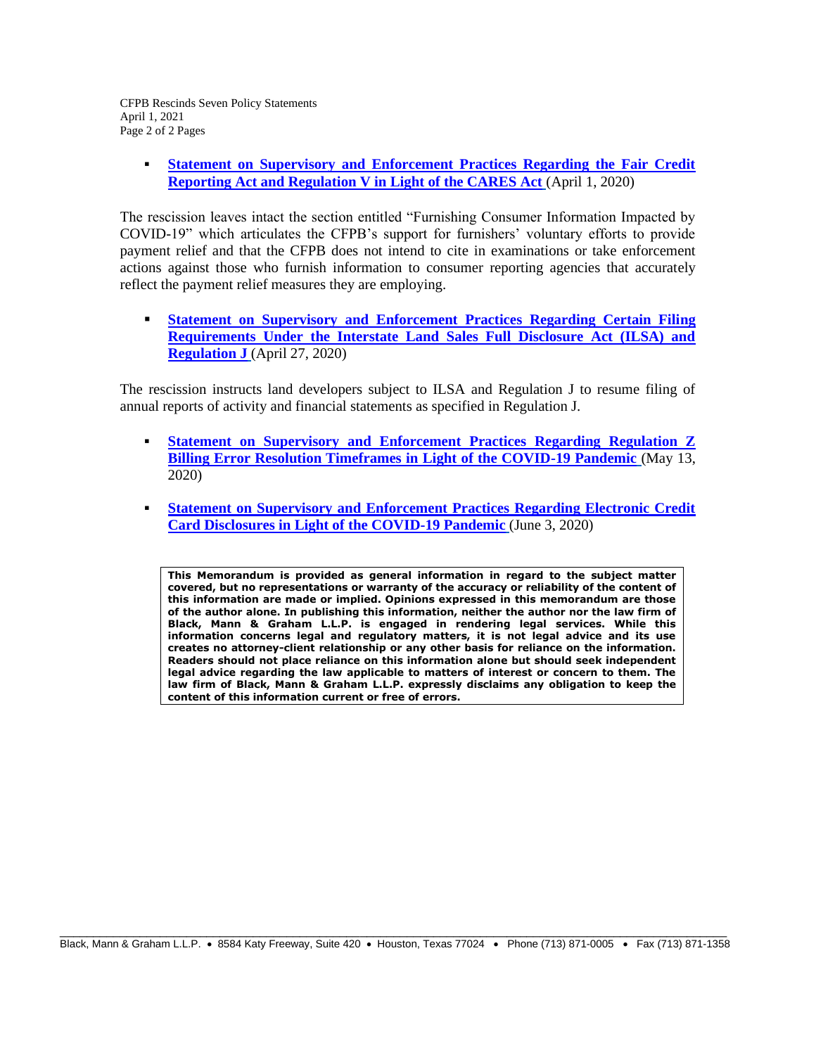- **Statement on Supervisory and Enforcement Practices Regarding the Fair Credit Reporting Act and Regulation V in Light of the CARES Act** (April 1, 2020)

The rescission leaves intact the section entitled "Furnishing Consumer Information Impacted by COVID-19" which articulates the CFPB's support for furnishers' voluntary efforts to provide payment relief and that the CFPB does not intend to cite in examinations or take enforcement actions against those who furnish information to consumer reporting agencies that accurately reflect the payment relief measures they are employing.

- **Statement on Supervisory and Enforcement Practices Regarding Certain Filing Requirements Under the Interstate Land Sales Full Disclosure Act (ILSA) and Regulation J** (April 27, 2020)

The rescission instructs land developers subject to ILSA and Regulation J to resume filing of annual reports of activity and financial statements as specified in Regulation J.

- **Statement on Supervisory and Enforcement Practices Regarding Regulation Z Billing Error Resolution Timeframes in Light of the COVID-19 Pandemic** (May 13, 2020)
- **Statement on Supervisory and Enforcement Practices Regarding Electronic Credit Card Disclosures in Light of the COVID-19 Pandemic** (June 3, 2020)

**This Memorandum is provided as general information in regard to the subject matter covered, but no representations or warranty of the accuracy or reliability of the content of this information are made or implied. Opinions expressed in this memorandum are those of the author alone. In publishing this information, neither the author nor the law firm of Black, Mann & Graham L.L.P. is engaged in rendering legal services. While this information concerns legal and regulatory matters, it is not legal advice and its use creates no attorney-client relationship or any other basis for reliance on the information. Readers should not place reliance on this information alone but should seek independent legal advice regarding the law applicable to matters of interest or concern to them. The law firm of Black, Mann & Graham L.L.P. expressly disclaims any obligation to keep the content of this information current or free of errors.**